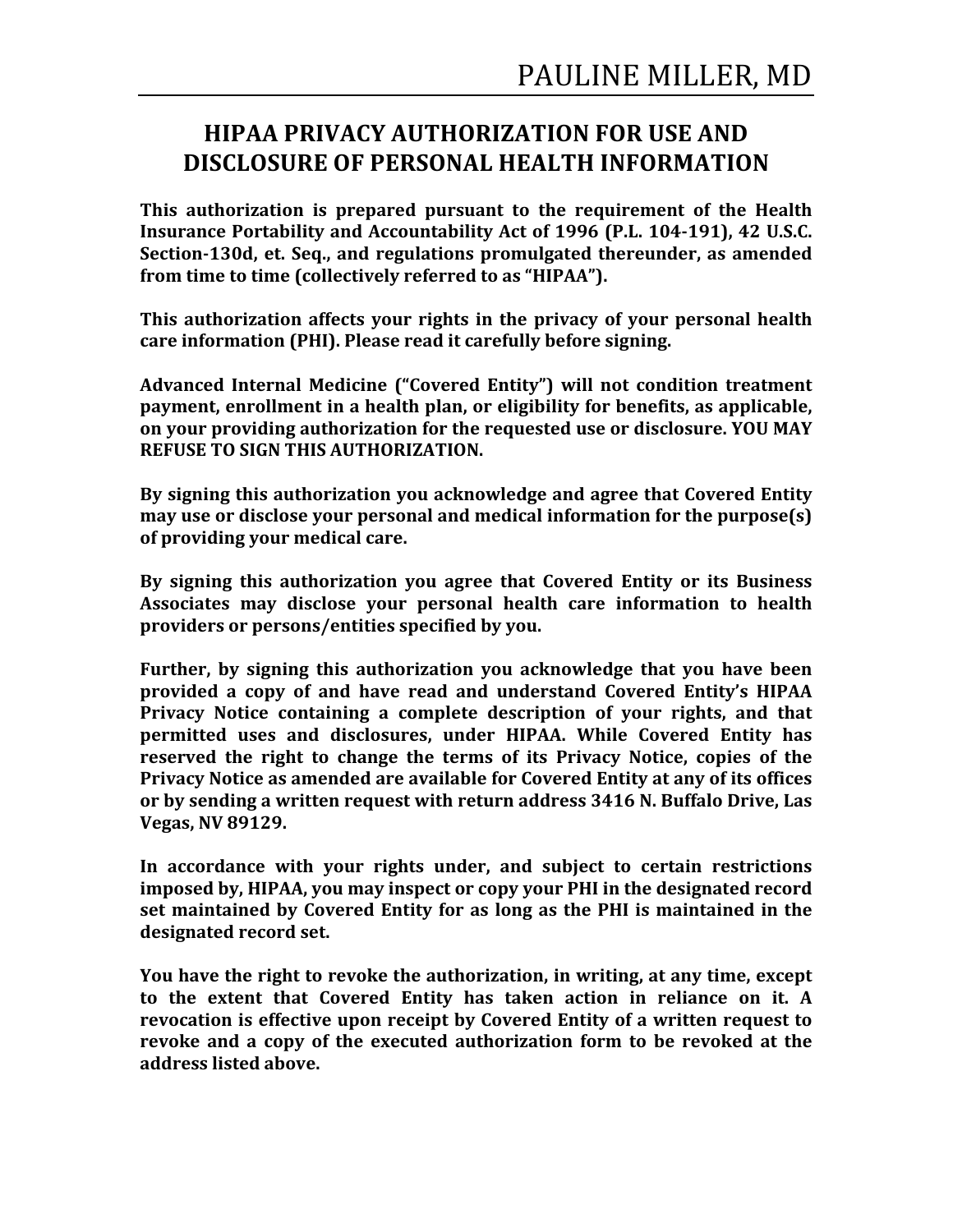PAULINE MILLER, MD

# HIPAA PRIVACY AUTHORIZATION FOR USE AND DISCLOSURE OF PERSONAL HEALTH INFORMATION

**This authorization is prepared pursuant to the requirement of the Health Insurance Portability and Accountability Act of 1996 (P.L. 104-191), 42 U.S.C. Section-130d, et. Seq., and regulations promulgated thereunder, as amended from time to time (collectively referred to as "HIPAA").**

**This authorization affects your rights in the privacy of your personal health care information (PHI). Please read it carefully before signing.**

**Advanced Internal Medicine ("Covered Entity") will not condition treatment payment, enrollment in a health plan, or eligibility for benefits, as applicable, on your providing authorization for the requested use or disclosure. YOU MAY REFUSE TO SIGN THIS AUTHORIZATION.**

**By signing this authorization you acknowledge and agree that Covered Entity may use or disclose your personal and medical information for the purpose(s) of providing your medical care.**

**By signing this authorization you agree that Covered Entity or its Business Associates may disclose your personal health care information to health providers or persons/entities specified by you.**

**Further, by signing this authorization you acknowledge that you have been provided a copy of and have read and understand Covered Entity's HIPAA Privacy Notice containing a complete description of your rights, and that permitted uses and disclosures, under HIPAA. While Covered Entity has reserved the right to change the terms of its Privacy Notice, copies of the Privacy Notice as amended are available for Covered Entity at any of its offices or by sending a written request with return address 3416 N. Buffalo Drive, Las Vegas, NV 89129.**

**In accordance with your rights under, and subject to certain restrictions imposed by, HIPAA, you may inspect or copy your PHI in the designated record set maintained by Covered Entity for as long as the PHI is maintained in the designated record set.**

**You have the right to revoke the authorization, in writing, at any time, except to the extent that Covered Entity has taken action in reliance on it. A revocation is effective upon receipt by Covered Entity of a written request to revoke and a copy of the executed authorization form to be revoked at the address listed above.**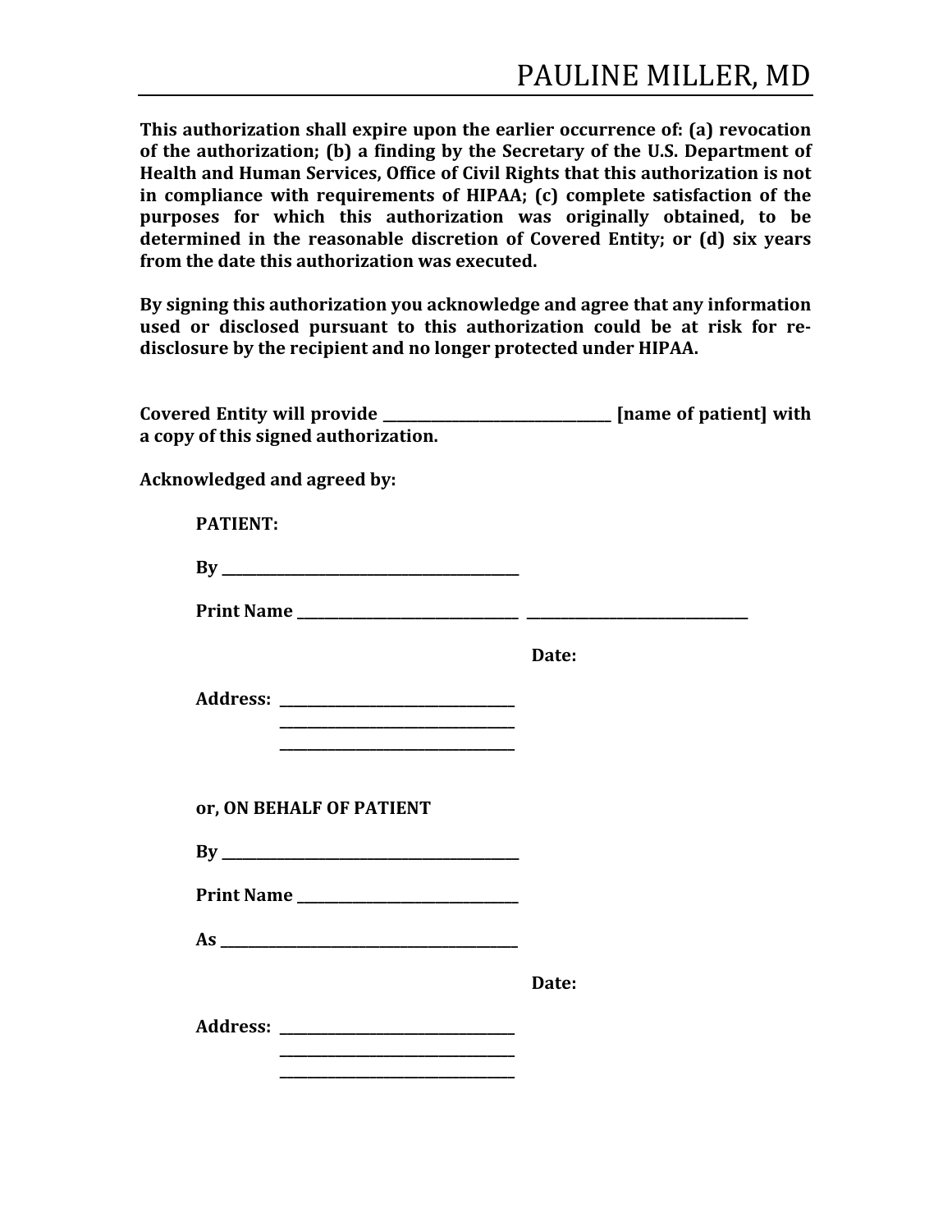**This authorization shall expire upon the earlier occurrence of: (a) revocation of the authorization; (b) a finding by the Secretary of the U.S. Department of Health and Human Services, Office of Civil Rights that this authorization is not in compliance with requirements of HIPAA; (c) complete satisfaction of the purposes for which this authorization was originally obtained, to be determined in the reasonable discretion of Covered Entity; or (d) six years from the date this authorization was executed.**

**By signing this authorization you acknowledge and agree that any information used or disclosed pursuant to this authorization could be at risk for re-disclosure by the recipient and no longer protected under HIPAA.**

**Covered Entity will provide ______________________________ [name of patient] with a copy of this signed authorization.**

**Acknowledged and agreed by:**

**PATIENT:**

**By ________________________________________**

**Print Name ______________________________ ______________________________**

**Date:**

**Address: ________________________________**
**________________________________**
**________________________________**

**or, ON BEHALF OF PATIENT**

**By ________________________________________**

**Print Name ______________________________**

**As ________________________________________**

**Date:**

**Address: ________________________________**
**________________________________**
**________________________________**